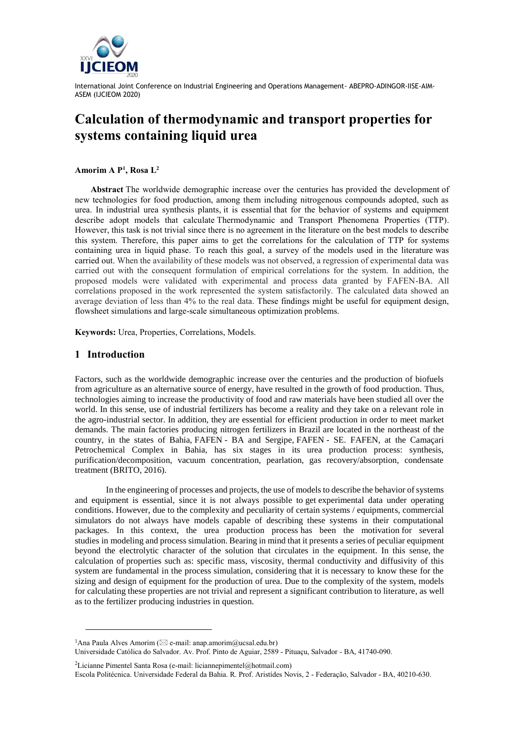International Joint Conference on Industrial Engineering and Operations Management- ABEPRO-ADINGOR-IISE-AIM-ASEM (IJCIEOM 2020)

# Calculation of thermodynamic and transport properties for systems containing liquid urea

**Amorim A P[1], Rosa L[2]**

**Abstract** The worldwide demographic increase over the centuries has provided the development of new technologies for food production, among them including nitrogenous compounds adopted, such as urea. In industrial urea synthesis plants, it is essential that for the behavior of systems and equipment describe adopt models that calculate Thermodynamic and Transport Phenomena Properties (TTP). However, this task is not trivial since there is no agreement in the literature on the best models to describe this system. Therefore, this paper aims to get the correlations for the calculation of TTP for systems containing urea in liquid phase. To reach this goal, a survey of the models used in the literature was carried out. When the availability of these models was not observed, a regression of experimental data was carried out with the consequent formulation of empirical correlations for the system. In addition, the proposed models were validated with experimental and process data granted by FAFEN-BA. All correlations proposed in the work represented the system satisfactorily. The calculated data showed an average deviation of less than 4% to the real data. These findings might be useful for equipment design, flowsheet simulations and large-scale simultaneous optimization problems.

**Keywords:** Urea, Properties, Correlations, Models.

## 1 Introduction

Factors, such as the worldwide demographic increase over the centuries and the production of biofuels from agriculture as an alternative source of energy, have resulted in the growth of food production. Thus, technologies aiming to increase the productivity of food and raw materials have been studied all over the world. In this sense, use of industrial fertilizers has become a reality and they take on a relevant role in the agro-industrial sector. In addition, they are essential for efficient production in order to meet market demands. The main factories producing nitrogen fertilizers in Brazil are located in the northeast of the country, in the states of Bahia, FAFEN - BA and Sergipe, FAFEN - SE. FAFEN, at the Camaçari Petrochemical Complex in Bahia, has six stages in its urea production process: synthesis, purification/decomposition, vacuum concentration, pearlation, gas recovery/absorption, condensate treatment (BRITO, 2016).

In the engineering of processes and projects, the use of models to describe the behavior of systems and equipment is essential, since it is not always possible to get experimental data under operating conditions. However, due to the complexity and peculiarity of certain systems / equipments, commercial simulators do not always have models capable of describing these systems in their computational packages. In this context, the urea production process has been the motivation for several studies in modeling and process simulation. Bearing in mind that it presents a series of peculiar equipment beyond the electrolytic character of the solution that circulates in the equipment. In this sense, the calculation of properties such as: specific mass, viscosity, thermal conductivity and diffusivity of this system are fundamental in the process simulation, considering that it is necessary to know these for the sizing and design of equipment for the production of urea. Due to the complexity of the system, models for calculating these properties are not trivial and represent a significant contribution to literature, as well as to the fertilizer producing industries in question.

---

[1]Ana Paula Alves Amorim (✉ e-mail: anap.amorim@ucsal.edu.br)
Universidade Católica do Salvador. Av. Prof. Pinto de Aguiar, 2589 - Pituaçu, Salvador - BA, 41740-090.

[2]Licianne Pimentel Santa Rosa (e-mail: liciannepimentel@hotmail.com)
Escola Politécnica. Universidade Federal da Bahia. R. Prof. Aristídes Novis, 2 - Federação, Salvador - BA, 40210-630.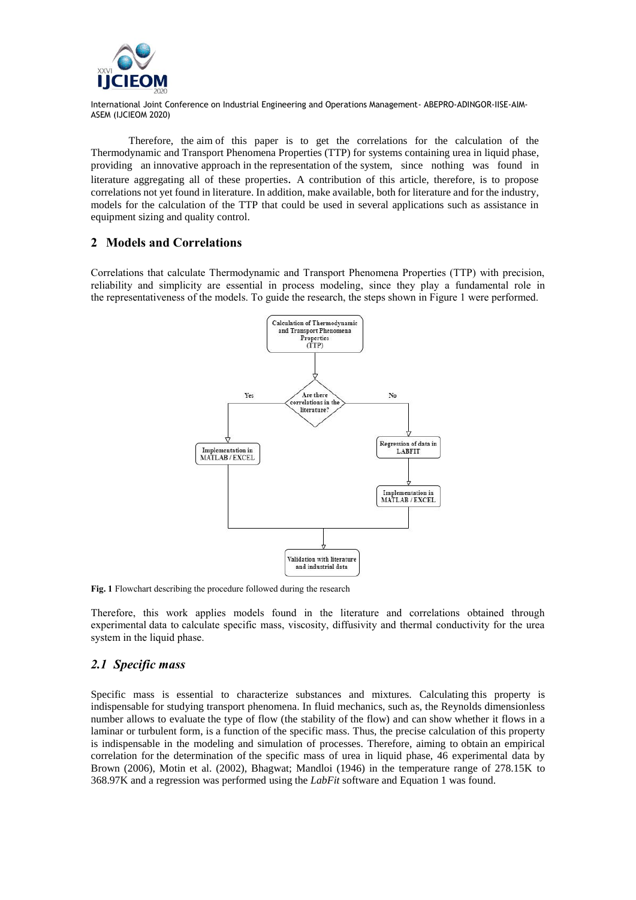Therefore, the aim of this paper is to get the correlations for the calculation of the Thermodynamic and Transport Phenomena Properties (TTP) for systems containing urea in liquid phase, providing an innovative approach in the representation of the system, since nothing was found in literature aggregating all of these properties. A contribution of this article, therefore, is to propose correlations not yet found in literature. In addition, make available, both for literature and for the industry, models for the calculation of the TTP that could be used in several applications such as assistance in equipment sizing and quality control.

## 2 Models and Correlations

Correlations that calculate Thermodynamic and Transport Phenomena Properties (TTP) with precision, reliability and simplicity are essential in process modeling, since they play a fundamental role in the representativeness of the models. To guide the research, the steps shown in Figure 1 were performed.

**Fig. 1** Flowchart describing the procedure followed during the research

Therefore, this work applies models found in the literature and correlations obtained through experimental data to calculate specific mass, viscosity, diffusivity and thermal conductivity for the urea system in the liquid phase.

### *2.1 Specific mass*

Specific mass is essential to characterize substances and mixtures. Calculating this property is indispensable for studying transport phenomena. In fluid mechanics, such as, the Reynolds dimensionless number allows to evaluate the type of flow (the stability of the flow) and can show whether it flows in a laminar or turbulent form, is a function of the specific mass. Thus, the precise calculation of this property is indispensable in the modeling and simulation of processes. Therefore, aiming to obtain an empirical correlation for the determination of the specific mass of urea in liquid phase, 46 experimental data by Brown (2006), Motin et al. (2002), Bhagwat; Mandloi (1946) in the temperature range of 278.15K to 368.97K and a regression was performed using the *LabFit* software and Equation 1 was found.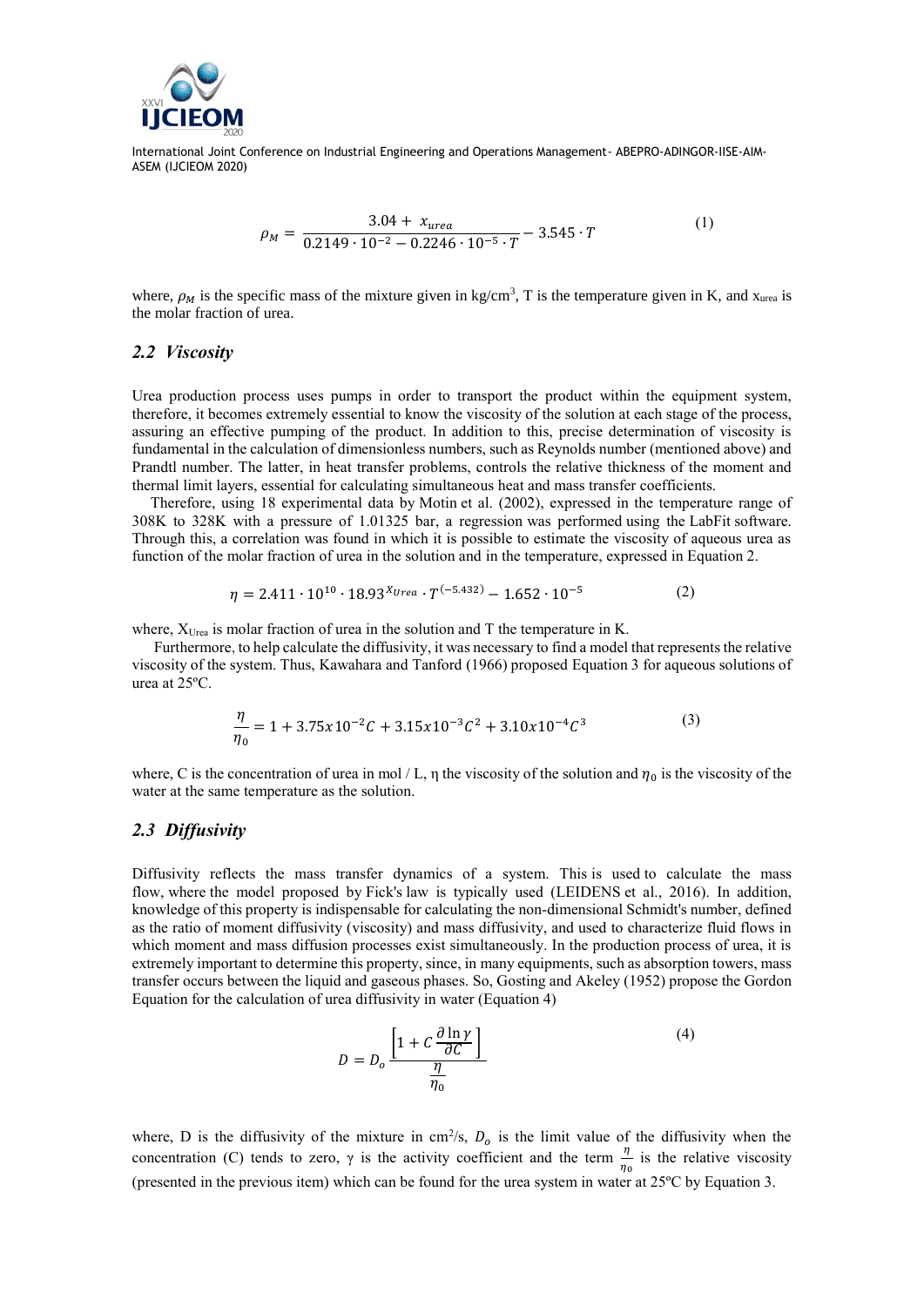$$\rho_M = \frac{3.04 + x_{urea}}{0.2149 \cdot 10^{-2} - 0.2246 \cdot 10^{-5} \cdot T} - 3.545 \cdot T \tag{1}$$

where, $\rho_M$ is the specific mass of the mixture given in kg/cm$^3$, T is the temperature given in K, and $x_{urea}$ is the molar fraction of urea.

## *2.2 Viscosity*

Urea production process uses pumps in order to transport the product within the equipment system, therefore, it becomes extremely essential to know the viscosity of the solution at each stage of the process, assuring an effective pumping of the product. In addition to this, precise determination of viscosity is fundamental in the calculation of dimensionless numbers, such as Reynolds number (mentioned above) and Prandtl number. The latter, in heat transfer problems, controls the relative thickness of the moment and thermal limit layers, essential for calculating simultaneous heat and mass transfer coefficients.

Therefore, using 18 experimental data by Motin et al. (2002), expressed in the temperature range of 308K to 328K with a pressure of 1.01325 bar, a regression was performed using the LabFit software. Through this, a correlation was found in which it is possible to estimate the viscosity of aqueous urea as function of the molar fraction of urea in the solution and in the temperature, expressed in Equation 2.

$$\eta = 2.411 \cdot 10^{10} \cdot 18.93^{X_{Urea}} \cdot T^{(-5.432)} - 1.652 \cdot 10^{-5} \tag{2}$$

where, $X_{Urea}$ is molar fraction of urea in the solution and T the temperature in K.

Furthermore, to help calculate the diffusivity, it was necessary to find a model that represents the relative viscosity of the system. Thus, Kawahara and Tanford (1966) proposed Equation 3 for aqueous solutions of urea at 25ºC.

$$\frac{\eta}{\eta_0} = 1 + 3.75x10^{-2}C + 3.15x10^{-3}C^2 + 3.10x10^{-4}C^3 \tag{3}$$

where, C is the concentration of urea in mol / L, η the viscosity of the solution and $\eta_0$ is the viscosity of the water at the same temperature as the solution.

## *2.3 Diffusivity*

Diffusivity reflects the mass transfer dynamics of a system. This is used to calculate the mass flow, where the model proposed by Fick's law is typically used (LEIDENS et al., 2016). In addition, knowledge of this property is indispensable for calculating the non-dimensional Schmidt's number, defined as the ratio of moment diffusivity (viscosity) and mass diffusivity, and used to characterize fluid flows in which moment and mass diffusion processes exist simultaneously. In the production process of urea, it is extremely important to determine this property, since, in many equipments, such as absorption towers, mass transfer occurs between the liquid and gaseous phases. So, Gosting and Akeley (1952) propose the Gordon Equation for the calculation of urea diffusivity in water (Equation 4)

$$D = D_o \frac{\left[1 + C \frac{\partial \ln \gamma}{\partial C}\right]}{\frac{\eta}{\eta_0}} \tag{4}$$

where, D is the diffusivity of the mixture in cm$^2$/s, $D_o$ is the limit value of the diffusivity when the concentration (C) tends to zero, γ is the activity coefficient and the term $\frac{\eta}{\eta_0}$ is the relative viscosity (presented in the previous item) which can be found for the urea system in water at 25ºC by Equation 3.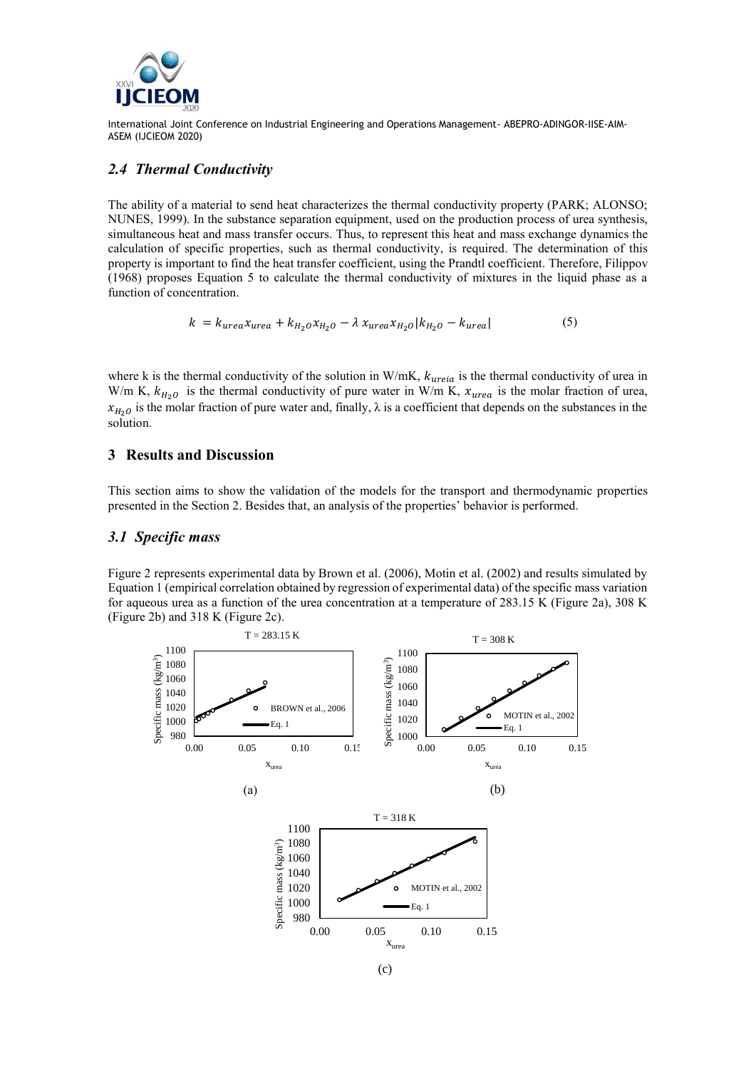## 2.4 Thermal Conductivity

The ability of a material to send heat characterizes the thermal conductivity property (PARK; ALONSO; NUNES, 1999). In the substance separation equipment, used on the production process of urea synthesis, simultaneous heat and mass transfer occurs. Thus, to represent this heat and mass exchange dynamics the calculation of specific properties, such as thermal conductivity, is required. The determination of this property is important to find the heat transfer coefficient, using the Prandtl coefficient. Therefore, Filippov (1968) proposes Equation 5 to calculate the thermal conductivity of mixtures in the liquid phase as a function of concentration.

$$k = k_{urea}x_{urea} + k_{H_2O}x_{H_2O} - \lambda\, x_{urea}x_{H_2O}|k_{H_2O} - k_{urea}| \tag{5}$$

where k is the thermal conductivity of the solution in W/mK, $k_{ureia}$ is the thermal conductivity of urea in W/m K, $k_{H_2O}$ is the thermal conductivity of pure water in W/m K, $x_{urea}$ is the molar fraction of urea, $x_{H_2O}$ is the molar fraction of pure water and, finally, λ is a coefficient that depends on the substances in the solution.

# 3 Results and Discussion

This section aims to show the validation of the models for the transport and thermodynamic properties presented in the Section 2. Besides that, an analysis of the properties' behavior is performed.

## 3.1 Specific mass

Figure 2 represents experimental data by Brown et al. (2006), Motin et al. (2002) and results simulated by Equation 1 (empirical correlation obtained by regression of experimental data) of the specific mass variation for aqueous urea as a function of the urea concentration at a temperature of 283.15 K (Figure 2a), 308 K (Figure 2b) and 318 K (Figure 2c).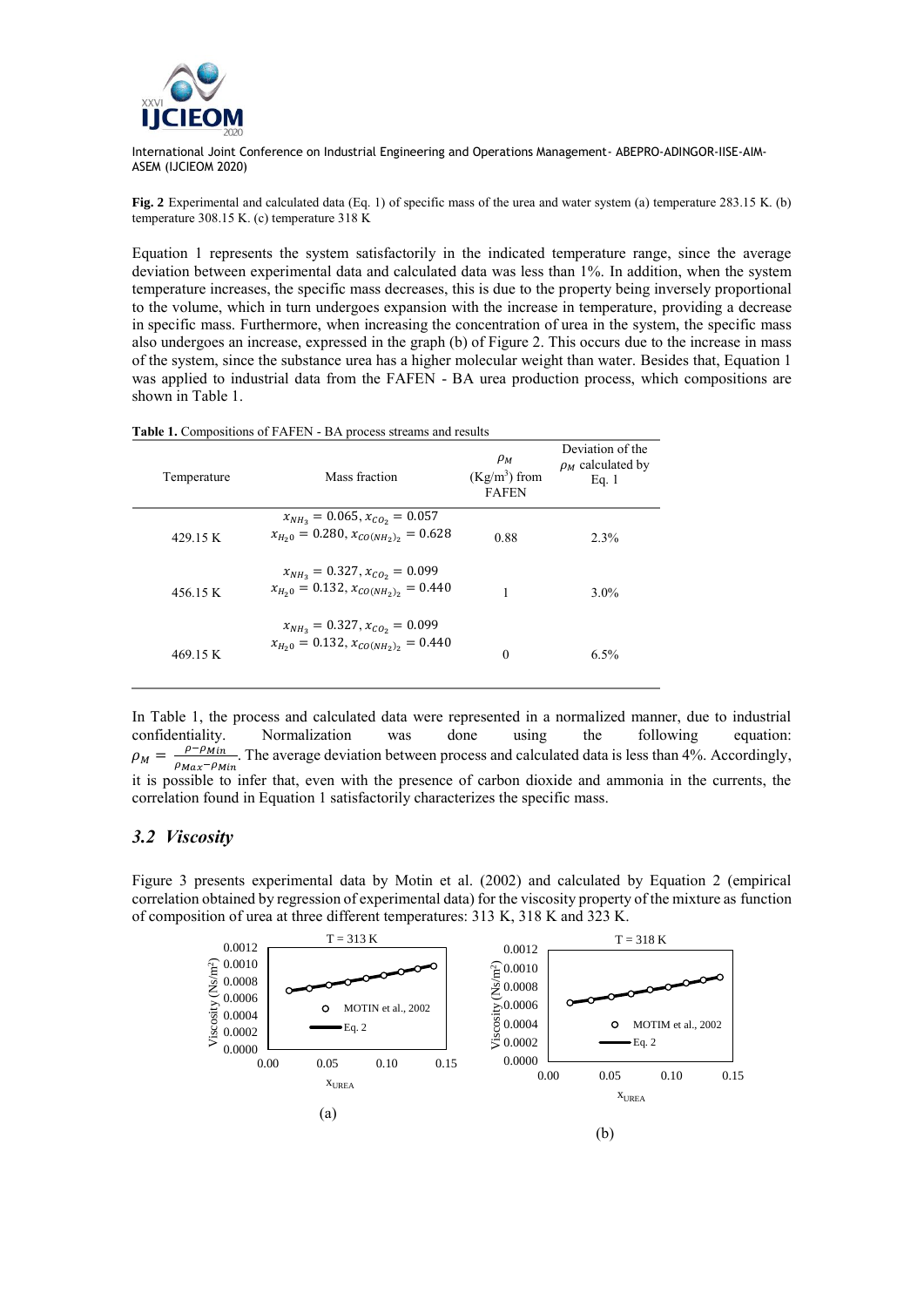**Fig. 2** Experimental and calculated data (Eq. 1) of specific mass of the urea and water system (a) temperature 283.15 K. (b) temperature 308.15 K. (c) temperature 318 K

Equation 1 represents the system satisfactorily in the indicated temperature range, since the average deviation between experimental data and calculated data was less than 1%. In addition, when the system temperature increases, the specific mass decreases, this is due to the property being inversely proportional to the volume, which in turn undergoes expansion with the increase in temperature, providing a decrease in specific mass. Furthermore, when increasing the concentration of urea in the system, the specific mass also undergoes an increase, expressed in the graph (b) of Figure 2. This occurs due to the increase in mass of the system, since the substance urea has a higher molecular weight than water. Besides that, Equation 1 was applied to industrial data from the FAFEN - BA urea production process, which compositions are shown in Table 1.

**Table 1.** Compositions of FAFEN - BA process streams and results

| Temperature | Mass fraction | $\rho_M$ (Kg/m$^3$) from FAFEN | Deviation of the $\rho_M$ calculated by Eq. 1 |
|---|---|---|---|
| 429.15 K | $x_{NH_3} = 0.065, x_{CO_2} = 0.057$ $x_{H_2O} = 0.280, x_{CO(NH_2)_2} = 0.628$ | 0.88 | 2.3% |
| 456.15 K | $x_{NH_3} = 0.327, x_{CO_2} = 0.099$ $x_{H_2O} = 0.132, x_{CO(NH_2)_2} = 0.440$ | 1 | 3.0% |
| 469.15 K | $x_{NH_3} = 0.327, x_{CO_2} = 0.099$ $x_{H_2O} = 0.132, x_{CO(NH_2)_2} = 0.440$ | 0 | 6.5% |

In Table 1, the process and calculated data were represented in a normalized manner, due to industrial confidentiality. Normalization was done using the following equation: $\rho_M = \frac{\rho - \rho_{Min}}{\rho_{Max} - \rho_{Min}}$. The average deviation between process and calculated data is less than 4%. Accordingly, it is possible to infer that, even with the presence of carbon dioxide and ammonia in the currents, the correlation found in Equation 1 satisfactorily characterizes the specific mass.

## 3.2 *Viscosity*

Figure 3 presents experimental data by Motin et al. (2002) and calculated by Equation 2 (empirical correlation obtained by regression of experimental data) for the viscosity property of the mixture as function of composition of urea at three different temperatures: 313 K, 318 K and 323 K.

(a)

(b)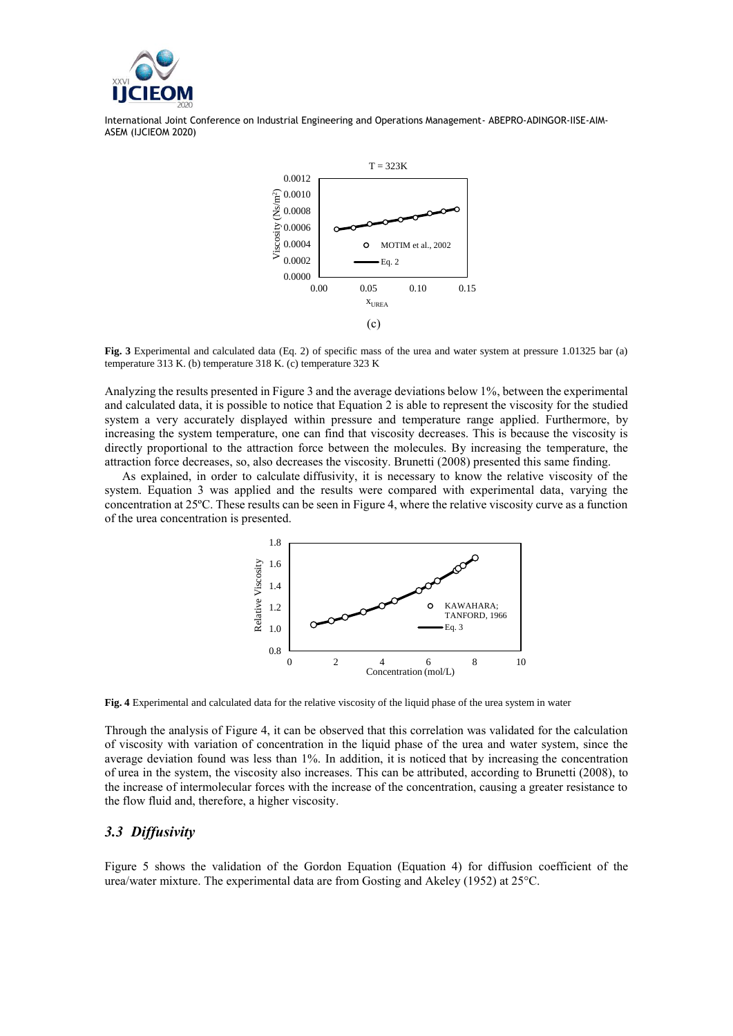**Fig. 3** Experimental and calculated data (Eq. 2) of specific mass of the urea and water system at pressure 1.01325 bar (a) temperature 313 K. (b) temperature 318 K. (c) temperature 323 K

Analyzing the results presented in Figure 3 and the average deviations below 1%, between the experimental and calculated data, it is possible to notice that Equation 2 is able to represent the viscosity for the studied system a very accurately displayed within pressure and temperature range applied. Furthermore, by increasing the system temperature, one can find that viscosity decreases. This is because the viscosity is directly proportional to the attraction force between the molecules. By increasing the temperature, the attraction force decreases, so, also decreases the viscosity. Brunetti (2008) presented this same finding.

As explained, in order to calculate diffusivity, it is necessary to know the relative viscosity of the system. Equation 3 was applied and the results were compared with experimental data, varying the concentration at 25ºC. These results can be seen in Figure 4, where the relative viscosity curve as a function of the urea concentration is presented.

**Fig. 4** Experimental and calculated data for the relative viscosity of the liquid phase of the urea system in water

Through the analysis of Figure 4, it can be observed that this correlation was validated for the calculation of viscosity with variation of concentration in the liquid phase of the urea and water system, since the average deviation found was less than 1%. In addition, it is noticed that by increasing the concentration of urea in the system, the viscosity also increases. This can be attributed, according to Brunetti (2008), to the increase of intermolecular forces with the increase of the concentration, causing a greater resistance to the flow fluid and, therefore, a higher viscosity.

## *3.3 Diffusivity*

Figure 5 shows the validation of the Gordon Equation (Equation 4) for diffusion coefficient of the urea/water mixture. The experimental data are from Gosting and Akeley (1952) at 25°C.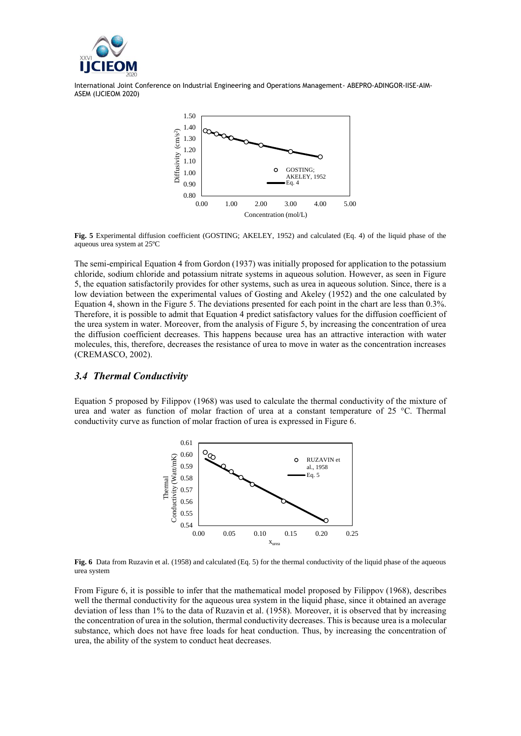**Fig. 5** Experimental diffusion coefficient (GOSTING; AKELEY, 1952) and calculated (Eq. 4) of the liquid phase of the aqueous urea system at 25ºC

The semi-empirical Equation 4 from Gordon (1937) was initially proposed for application to the potassium chloride, sodium chloride and potassium nitrate systems in aqueous solution. However, as seen in Figure 5, the equation satisfactorily provides for other systems, such as urea in aqueous solution. Since, there is a low deviation between the experimental values of Gosting and Akeley (1952) and the one calculated by Equation 4, shown in the Figure 5. The deviations presented for each point in the chart are less than 0.3%. Therefore, it is possible to admit that Equation 4 predict satisfactory values for the diffusion coefficient of the urea system in water. Moreover, from the analysis of Figure 5, by increasing the concentration of urea the diffusion coefficient decreases. This happens because urea has an attractive interaction with water molecules, this, therefore, decreases the resistance of urea to move in water as the concentration increases (CREMASCO, 2002).

## *3.4 Thermal Conductivity*

Equation 5 proposed by Filippov (1968) was used to calculate the thermal conductivity of the mixture of urea and water as function of molar fraction of urea at a constant temperature of 25 °C. Thermal conductivity curve as function of molar fraction of urea is expressed in Figure 6.

**Fig. 6** Data from Ruzavin et al. (1958) and calculated (Eq. 5) for the thermal conductivity of the liquid phase of the aqueous urea system

From Figure 6, it is possible to infer that the mathematical model proposed by Filippov (1968), describes well the thermal conductivity for the aqueous urea system in the liquid phase, since it obtained an average deviation of less than 1% to the data of Ruzavin et al. (1958). Moreover, it is observed that by increasing the concentration of urea in the solution, thermal conductivity decreases. This is because urea is a molecular substance, which does not have free loads for heat conduction. Thus, by increasing the concentration of urea, the ability of the system to conduct heat decreases.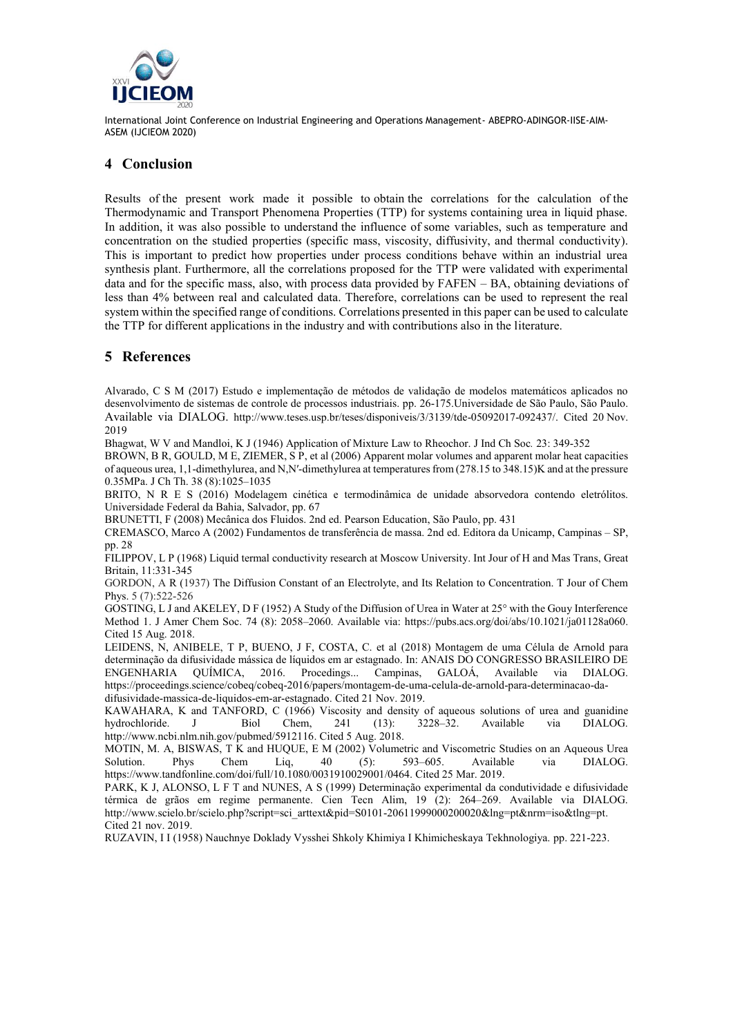## 4 Conclusion

Results of the present work made it possible to obtain the correlations for the calculation of the Thermodynamic and Transport Phenomena Properties (TTP) for systems containing urea in liquid phase. In addition, it was also possible to understand the influence of some variables, such as temperature and concentration on the studied properties (specific mass, viscosity, diffusivity, and thermal conductivity). This is important to predict how properties under process conditions behave within an industrial urea synthesis plant. Furthermore, all the correlations proposed for the TTP were validated with experimental data and for the specific mass, also, with process data provided by FAFEN – BA, obtaining deviations of less than 4% between real and calculated data. Therefore, correlations can be used to represent the real system within the specified range of conditions. Correlations presented in this paper can be used to calculate the TTP for different applications in the industry and with contributions also in the literature.

## 5 References

Alvarado, C S M (2017) Estudo e implementação de métodos de validação de modelos matemáticos aplicados no desenvolvimento de sistemas de controle de processos industriais. pp. 26-175.Universidade de São Paulo, São Paulo. Available via DIALOG. http://www.teses.usp.br/teses/disponiveis/3/3139/tde-05092017-092437/. Cited 20 Nov. 2019

Bhagwat, W V and Mandloi, K J (1946) Application of Mixture Law to Rheochor. J Ind Ch Soc. 23: 349-352

BROWN, B R, GOULD, M E, ZIEMER, S P, et al (2006) Apparent molar volumes and apparent molar heat capacities of aqueous urea, 1,1-dimethylurea, and N,N′-dimethylurea at temperatures from (278.15 to 348.15)K and at the pressure 0.35MPa. J Ch Th. 38 (8):1025–1035

BRITO, N R E S (2016) Modelagem cinética e termodinâmica de unidade absorvedora contendo eletrólitos. Universidade Federal da Bahia, Salvador, pp. 67

BRUNETTI, F (2008) Mecânica dos Fluidos. 2nd ed. Pearson Education, São Paulo, pp. 431

CREMASCO, Marco A (2002) Fundamentos de transferência de massa. 2nd ed. Editora da Unicamp, Campinas – SP, pp. 28

FILIPPOV, L P (1968) Liquid termal conductivity research at Moscow University. Int Jour of H and Mas Trans, Great Britain, 11:331-345

GORDON, A R (1937) The Diffusion Constant of an Electrolyte, and Its Relation to Concentration. T Jour of Chem Phys. 5 (7):522-526

GOSTING, L J and AKELEY, D F (1952) A Study of the Diffusion of Urea in Water at 25° with the Gouy Interference Method 1. J Amer Chem Soc. 74 (8): 2058–2060. Available via: https://pubs.acs.org/doi/abs/10.1021/ja01128a060. Cited 15 Aug. 2018.

LEIDENS, N, ANIBELE, T P, BUENO, J F, COSTA, C. et al (2018) Montagem de uma Célula de Arnold para determinação da difusividade mássica de líquidos em ar estagnado. In: ANAIS DO CONGRESSO BRASILEIRO DE ENGENHARIA QUÍMICA, 2016. Procedings... Campinas, GALOÁ, Available via DIALOG. https://proceedings.science/cobeq/cobeq-2016/papers/montagem-de-uma-celula-de-arnold-para-determinacao-da-difusividade-massica-de-liquidos-em-ar-estagnado. Cited 21 Nov. 2019.

KAWAHARA, K and TANFORD, C (1966) Viscosity and density of aqueous solutions of urea and guanidine hydrochloride. J Biol Chem, 241 (13): 3228–32. Available via DIALOG. http://www.ncbi.nlm.nih.gov/pubmed/5912116. Cited 5 Aug. 2018.

MOTIN, M. A, BISWAS, T K and HUQUE, E M (2002) Volumetric and Viscometric Studies on an Aqueous Urea Solution. Phys Chem Liq, 40 (5): 593–605. Available via DIALOG. https://www.tandfonline.com/doi/full/10.1080/0031910029001/0464. Cited 25 Mar. 2019.

PARK, K J, ALONSO, L F T and NUNES, A S (1999) Determinação experimental da condutividade e difusividade térmica de grãos em regime permanente. Cien Tecn Alim, 19 (2): 264–269. Available via DIALOG. http://www.scielo.br/scielo.php?script=sci_arttext&pid=S0101-20611999000200020&lng=pt&nrm=iso&tlng=pt. Cited 21 nov. 2019.

RUZAVIN, I I (1958) Nauchnye Doklady Vysshei Shkoly Khimiya I Khimicheskaya Tekhnologiya. pp. 221-223.